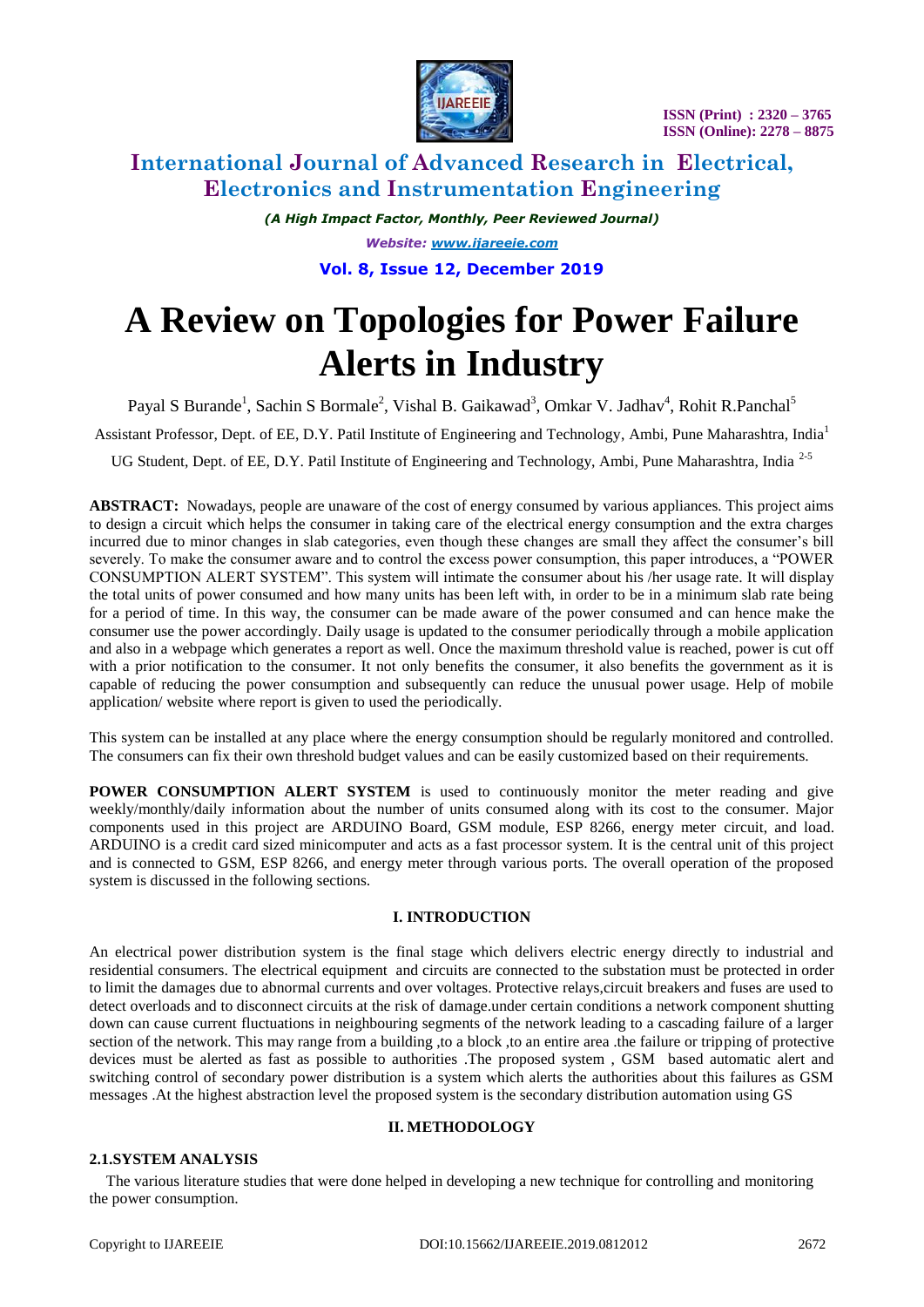# A Review on Topologies for Power Failure Alerts in Industry

Payal S Burande[1], Sachin S Bormale[2], Vishal B. Gaikawad[3], Omkar V. Jadhav[4], Rohit R.Panchal[5]

Assistant Professor, Dept. of EE, D.Y. Patil Institute of Engineering and Technology, Ambi, Pune Maharashtra, India[1]

UG Student, Dept. of EE, D.Y. Patil Institute of Engineering and Technology, Ambi, Pune Maharashtra, India [2-5]

**ABSTRACT:** Nowadays, people are unaware of the cost of energy consumed by various appliances. This project aims to design a circuit which helps the consumer in taking care of the electrical energy consumption and the extra charges incurred due to minor changes in slab categories, even though these changes are small they affect the consumer's bill severely. To make the consumer aware and to control the excess power consumption, this paper introduces, a "POWER CONSUMPTION ALERT SYSTEM". This system will intimate the consumer about his /her usage rate. It will display the total units of power consumed and how many units has been left with, in order to be in a minimum slab rate being for a period of time. In this way, the consumer can be made aware of the power consumed and can hence make the consumer use the power accordingly. Daily usage is updated to the consumer periodically through a mobile application and also in a webpage which generates a report as well. Once the maximum threshold value is reached, power is cut off with a prior notification to the consumer. It not only benefits the consumer, it also benefits the government as it is capable of reducing the power consumption and subsequently can reduce the unusual power usage. Help of mobile application/ website where report is given to used the periodically.

This system can be installed at any place where the energy consumption should be regularly monitored and controlled. The consumers can fix their own threshold budget values and can be easily customized based on their requirements.

**POWER CONSUMPTION ALERT SYSTEM** is used to continuously monitor the meter reading and give weekly/monthly/daily information about the number of units consumed along with its cost to the consumer. Major components used in this project are ARDUINO Board, GSM module, ESP 8266, energy meter circuit, and load. ARDUINO is a credit card sized minicomputer and acts as a fast processor system. It is the central unit of this project and is connected to GSM, ESP 8266, and energy meter through various ports. The overall operation of the proposed system is discussed in the following sections.

## I. INTRODUCTION

An electrical power distribution system is the final stage which delivers electric energy directly to industrial and residential consumers. The electrical equipment and circuits are connected to the substation must be protected in order to limit the damages due to abnormal currents and over voltages. Protective relays,circuit breakers and fuses are used to detect overloads and to disconnect circuits at the risk of damage.under certain conditions a network component shutting down can cause current fluctuations in neighbouring segments of the network leading to a cascading failure of a larger section of the network. This may range from a building ,to a block ,to an entire area .the failure or tripping of protective devices must be alerted as fast as possible to authorities .The proposed system , GSM based automatic alert and switching control of secondary power distribution is a system which alerts the authorities about this failures as GSM messages .At the highest abstraction level the proposed system is the secondary distribution automation using GS

## II. METHODOLOGY

### 2.1.SYSTEM ANALYSIS

The various literature studies that were done helped in developing a new technique for controlling and monitoring the power consumption.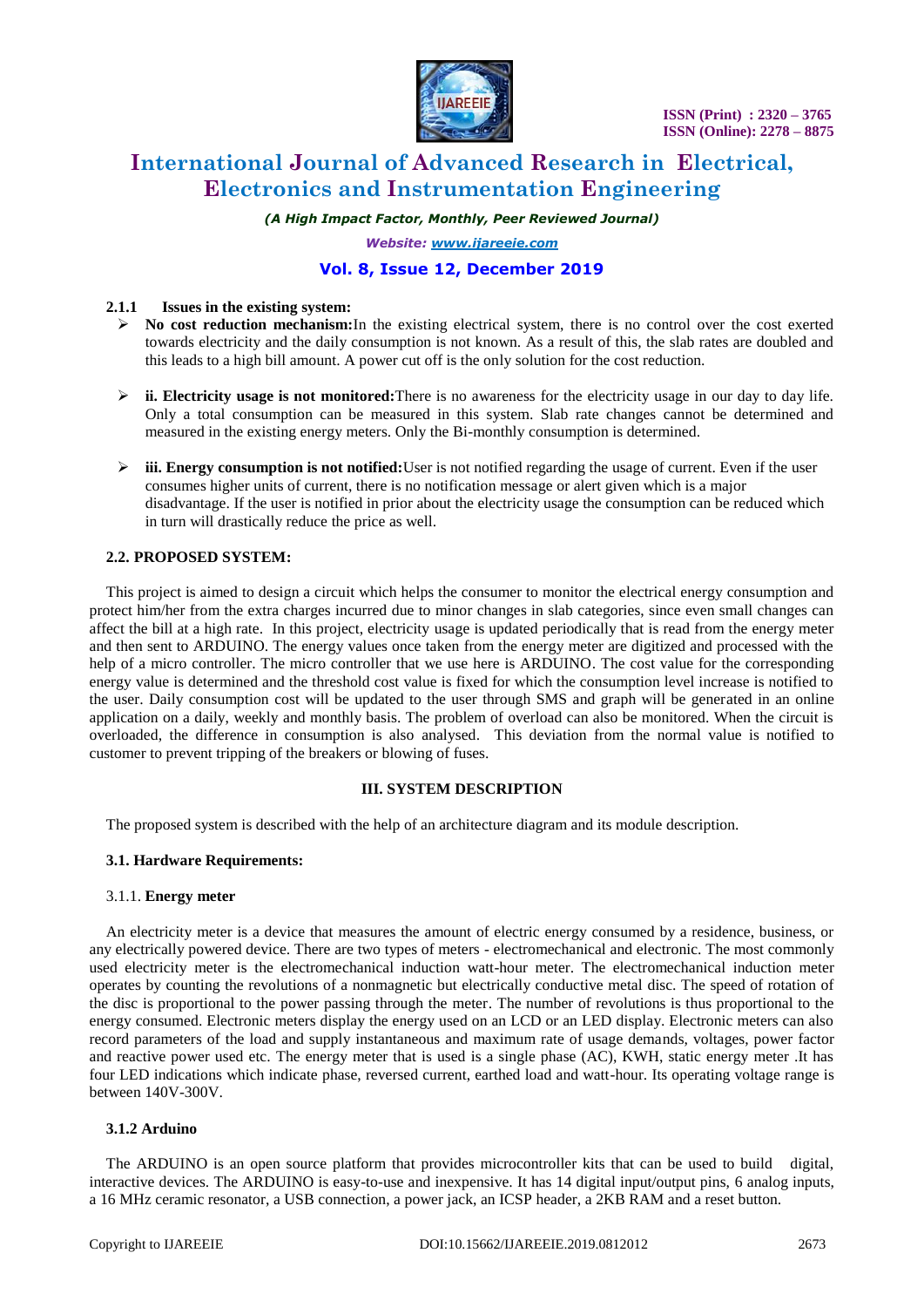#### 2.1.1 Issues in the existing system:

- **No cost reduction mechanism:**In the existing electrical system, there is no control over the cost exerted towards electricity and the daily consumption is not known. As a result of this, the slab rates are doubled and this leads to a high bill amount. A power cut off is the only solution for the cost reduction.
- **ii. Electricity usage is not monitored:**There is no awareness for the electricity usage in our day to day life. Only a total consumption can be measured in this system. Slab rate changes cannot be determined and measured in the existing energy meters. Only the Bi-monthly consumption is determined.
- **iii. Energy consumption is not notified:**User is not notified regarding the usage of current. Even if the user consumes higher units of current, there is no notification message or alert given which is a major disadvantage. If the user is notified in prior about the electricity usage the consumption can be reduced which in turn will drastically reduce the price as well.

### 2.2. PROPOSED SYSTEM:

This project is aimed to design a circuit which helps the consumer to monitor the electrical energy consumption and protect him/her from the extra charges incurred due to minor changes in slab categories, since even small changes can affect the bill at a high rate. In this project, electricity usage is updated periodically that is read from the energy meter and then sent to ARDUINO. The energy values once taken from the energy meter are digitized and processed with the help of a micro controller. The micro controller that we use here is ARDUINO. The cost value for the corresponding energy value is determined and the threshold cost value is fixed for which the consumption level increase is notified to the user. Daily consumption cost will be updated to the user through SMS and graph will be generated in an online application on a daily, weekly and monthly basis. The problem of overload can also be monitored. When the circuit is overloaded, the difference in consumption is also analysed. This deviation from the normal value is notified to customer to prevent tripping of the breakers or blowing of fuses.

## III. SYSTEM DESCRIPTION

The proposed system is described with the help of an architecture diagram and its module description.

### 3.1. Hardware Requirements:

#### 3.1.1. Energy meter

An electricity meter is a device that measures the amount of electric energy consumed by a residence, business, or any electrically powered device. There are two types of meters - electromechanical and electronic. The most commonly used electricity meter is the electromechanical induction watt-hour meter. The electromechanical induction meter operates by counting the revolutions of a nonmagnetic but electrically conductive metal disc. The speed of rotation of the disc is proportional to the power passing through the meter. The number of revolutions is thus proportional to the energy consumed. Electronic meters display the energy used on an LCD or an LED display. Electronic meters can also record parameters of the load and supply instantaneous and maximum rate of usage demands, voltages, power factor and reactive power used etc. The energy meter that is used is a single phase (AC), KWH, static energy meter .It has four LED indications which indicate phase, reversed current, earthed load and watt-hour. Its operating voltage range is between 140V-300V.

#### 3.1.2 Arduino

The ARDUINO is an open source platform that provides microcontroller kits that can be used to build digital, interactive devices. The ARDUINO is easy-to-use and inexpensive. It has 14 digital input/output pins, 6 analog inputs, a 16 MHz ceramic resonator, a USB connection, a power jack, an ICSP header, a 2KB RAM and a reset button.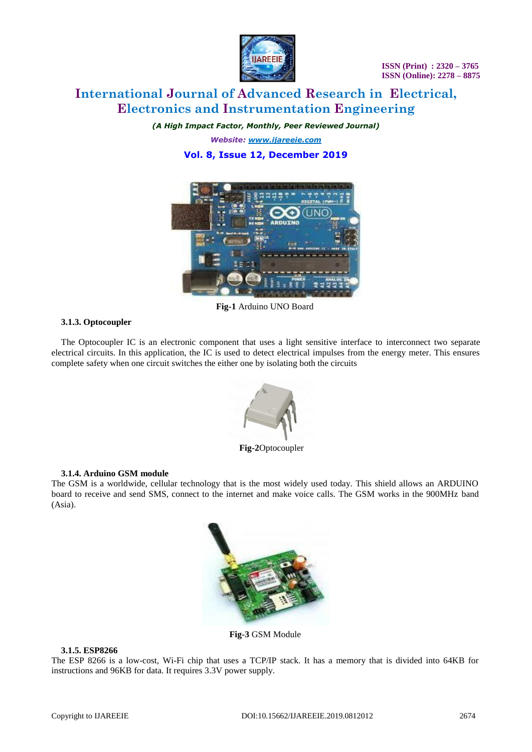**Fig-1** Arduino UNO Board

### 3.1.3. Optocoupler

The Optocoupler IC is an electronic component that uses a light sensitive interface to interconnect two separate electrical circuits. In this application, the IC is used to detect electrical impulses from the energy meter. This ensures complete safety when one circuit switches the either one by isolating both the circuits

**Fig-2**Optocoupler

### 3.1.4. Arduino GSM module

The GSM is a worldwide, cellular technology that is the most widely used today. This shield allows an ARDUINO board to receive and send SMS, connect to the internet and make voice calls. The GSM works in the 900MHz band (Asia).

**Fig-3** GSM Module

### 3.1.5. ESP8266

The ESP 8266 is a low-cost, Wi-Fi chip that uses a TCP/IP stack. It has a memory that is divided into 64KB for instructions and 96KB for data. It requires 3.3V power supply.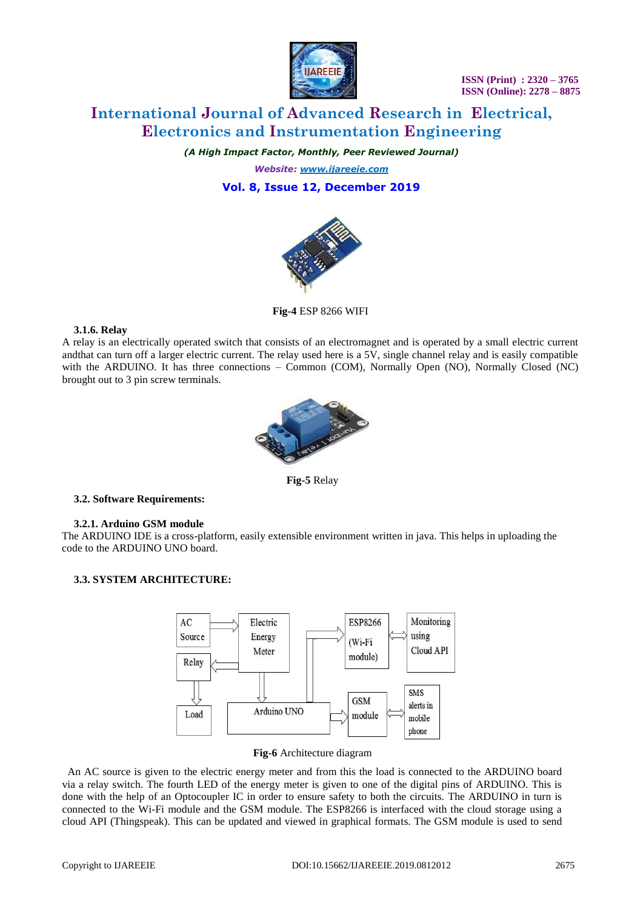**Fig-4** ESP 8266 WIFI

### 3.1.6. Relay

A relay is an electrically operated switch that consists of an electromagnet and is operated by a small electric current andthat can turn off a larger electric current. The relay used here is a 5V, single channel relay and is easily compatible with the ARDUINO. It has three connections – Common (COM), Normally Open (NO), Normally Closed (NC) brought out to 3 pin screw terminals.

**Fig-5** Relay

## 3.2. Software Requirements:

### 3.2.1. Arduino GSM module

The ARDUINO IDE is a cross-platform, easily extensible environment written in java. This helps in uploading the code to the ARDUINO UNO board.

## 3.3. SYSTEM ARCHITECTURE:

**Fig-6** Architecture diagram

An AC source is given to the electric energy meter and from this the load is connected to the ARDUINO board via a relay switch. The fourth LED of the energy meter is given to one of the digital pins of ARDUINO. This is done with the help of an Optocoupler IC in order to ensure safety to both the circuits. The ARDUINO in turn is connected to the Wi-Fi module and the GSM module. The ESP8266 is interfaced with the cloud storage using a cloud API (Thingspeak). This can be updated and viewed in graphical formats. The GSM module is used to send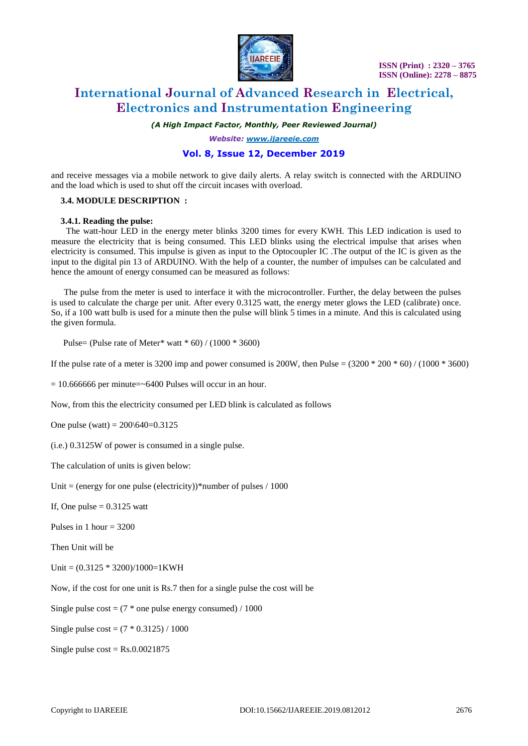and receive messages via a mobile network to give daily alerts. A relay switch is connected with the ARDUINO and the load which is used to shut off the circuit incases with overload.

### 3.4. MODULE DESCRIPTION :

#### 3.4.1. Reading the pulse:

The watt-hour LED in the energy meter blinks 3200 times for every KWH. This LED indication is used to measure the electricity that is being consumed. This LED blinks using the electrical impulse that arises when electricity is consumed. This impulse is given as input to the Optocoupler IC .The output of the IC is given as the input to the digital pin 13 of ARDUINO. With the help of a counter, the number of impulses can be calculated and hence the amount of energy consumed can be measured as follows:

The pulse from the meter is used to interface it with the microcontroller. Further, the delay between the pulses is used to calculate the charge per unit. After every 0.3125 watt, the energy meter glows the LED (calibrate) once. So, if a 100 watt bulb is used for a minute then the pulse will blink 5 times in a minute. And this is calculated using the given formula.

Pulse= (Pulse rate of Meter* watt * 60) / (1000 * 3600)

If the pulse rate of a meter is 3200 imp and power consumed is 200W, then Pulse = (3200 * 200 * 60) / (1000 * 3600)

= 10.666666 per minute=~6400 Pulses will occur in an hour.

Now, from this the electricity consumed per LED blink is calculated as follows

One pulse (watt) = 200\640=0.3125

(i.e.) 0.3125W of power is consumed in a single pulse.

The calculation of units is given below:

Unit = (energy for one pulse (electricity))*number of pulses / 1000

If, One pulse = 0.3125 watt

Pulses in 1 hour = 3200

Then Unit will be

Unit = (0.3125 * 3200)/1000=1KWH

Now, if the cost for one unit is Rs.7 then for a single pulse the cost will be

Single pulse cost = (7 * one pulse energy consumed) / 1000

Single pulse cost = (7 * 0.3125) / 1000

Single pulse cost = Rs.0.0021875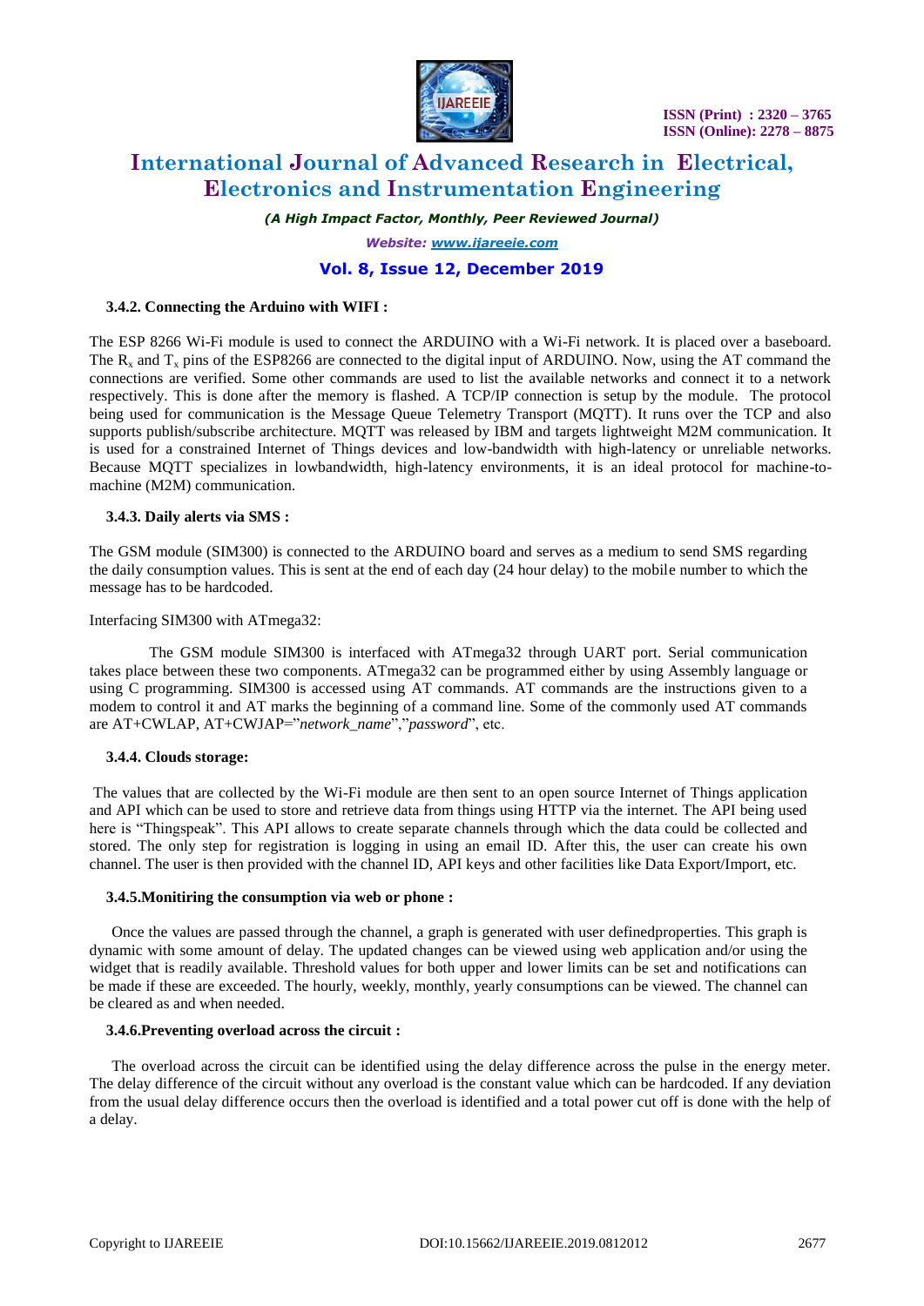### 3.4.2. Connecting the Arduino with WIFI :

The ESP 8266 Wi-Fi module is used to connect the ARDUINO with a Wi-Fi network. It is placed over a baseboard. The $R_x$ and $T_x$ pins of the ESP8266 are connected to the digital input of ARDUINO. Now, using the AT command the connections are verified. Some other commands are used to list the available networks and connect it to a network respectively. This is done after the memory is flashed. A TCP/IP connection is setup by the module. The protocol being used for communication is the Message Queue Telemetry Transport (MQTT). It runs over the TCP and also supports publish/subscribe architecture. MQTT was released by IBM and targets lightweight M2M communication. It is used for a constrained Internet of Things devices and low-bandwidth with high-latency or unreliable networks. Because MQTT specializes in lowbandwidth, high-latency environments, it is an ideal protocol for machine-to-machine (M2M) communication.

### 3.4.3. Daily alerts via SMS :

The GSM module (SIM300) is connected to the ARDUINO board and serves as a medium to send SMS regarding the daily consumption values. This is sent at the end of each day (24 hour delay) to the mobile number to which the message has to be hardcoded.

Interfacing SIM300 with ATmega32:

The GSM module SIM300 is interfaced with ATmega32 through UART port. Serial communication takes place between these two components. ATmega32 can be programmed either by using Assembly language or using C programming. SIM300 is accessed using AT commands. AT commands are the instructions given to a modem to control it and AT marks the beginning of a command line. Some of the commonly used AT commands are AT+CWLAP, AT+CWJAP="*network_name*","*password*", etc.

### 3.4.4. Clouds storage:

The values that are collected by the Wi-Fi module are then sent to an open source Internet of Things application and API which can be used to store and retrieve data from things using HTTP via the internet. The API being used here is "Thingspeak". This API allows to create separate channels through which the data could be collected and stored. The only step for registration is logging in using an email ID. After this, the user can create his own channel. The user is then provided with the channel ID, API keys and other facilities like Data Export/Import, etc.

### 3.4.5.Monitiring the consumption via web or phone :

Once the values are passed through the channel, a graph is generated with user definedproperties. This graph is dynamic with some amount of delay. The updated changes can be viewed using web application and/or using the widget that is readily available. Threshold values for both upper and lower limits can be set and notifications can be made if these are exceeded. The hourly, weekly, monthly, yearly consumptions can be viewed. The channel can be cleared as and when needed.

### 3.4.6.Preventing overload across the circuit :

The overload across the circuit can be identified using the delay difference across the pulse in the energy meter. The delay difference of the circuit without any overload is the constant value which can be hardcoded. If any deviation from the usual delay difference occurs then the overload is identified and a total power cut off is done with the help of a delay.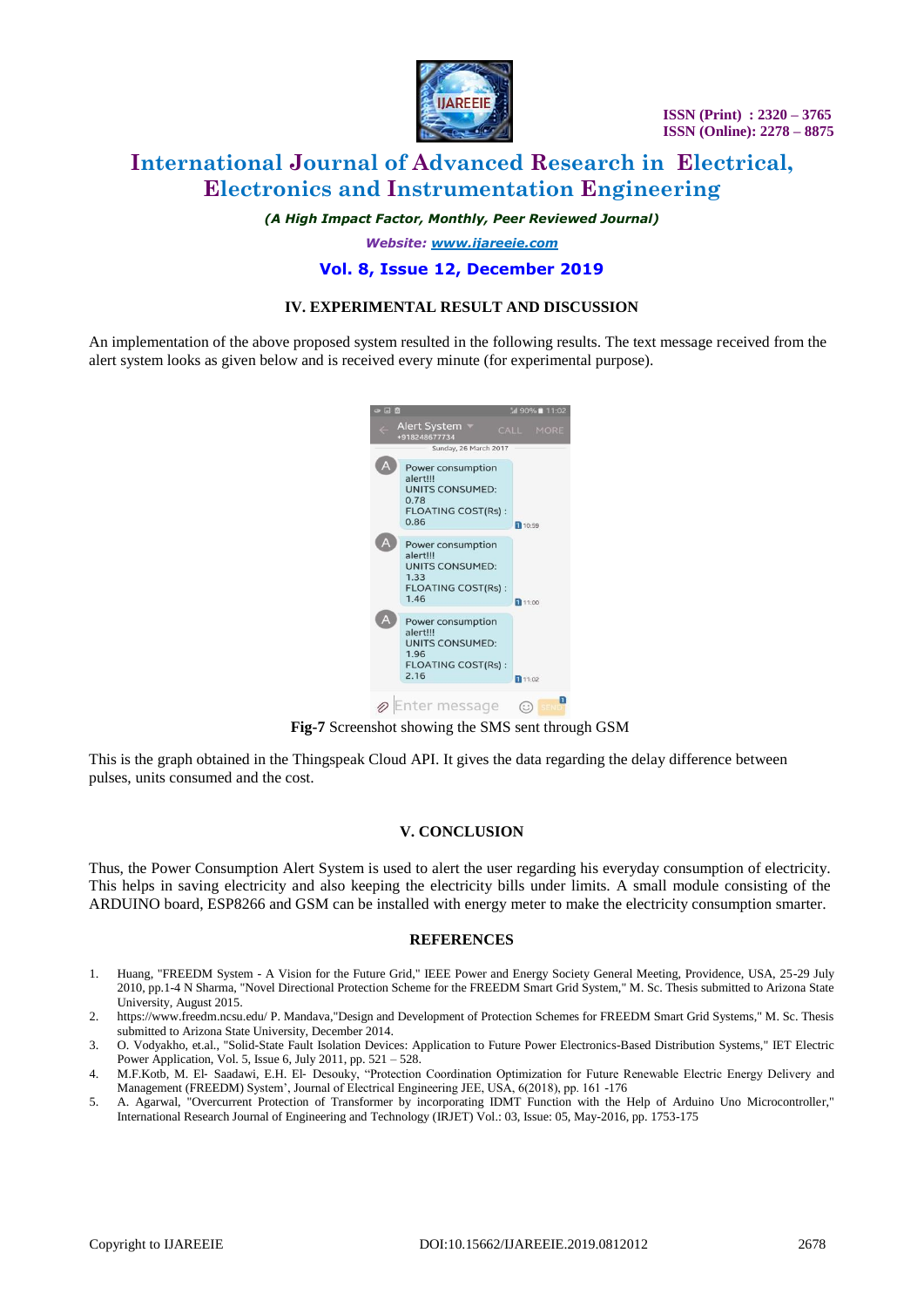## IV. EXPERIMENTAL RESULT AND DISCUSSION

An implementation of the above proposed system resulted in the following results. The text message received from the alert system looks as given below and is received every minute (for experimental purpose).

**Fig-7** Screenshot showing the SMS sent through GSM

This is the graph obtained in the Thingspeak Cloud API. It gives the data regarding the delay difference between pulses, units consumed and the cost.

## V. CONCLUSION

Thus, the Power Consumption Alert System is used to alert the user regarding his everyday consumption of electricity. This helps in saving electricity and also keeping the electricity bills under limits. A small module consisting of the ARDUINO board, ESP8266 and GSM can be installed with energy meter to make the electricity consumption smarter.

## REFERENCES

1. Huang, "FREEDM System - A Vision for the Future Grid," IEEE Power and Energy Society General Meeting, Providence, USA, 25-29 July 2010, pp.1-4 N Sharma, "Novel Directional Protection Scheme for the FREEDM Smart Grid System," M. Sc. Thesis submitted to Arizona State University, August 2015.
2. https://www.freedm.ncsu.edu/ P. Mandava,"Design and Development of Protection Schemes for FREEDM Smart Grid Systems," M. Sc. Thesis submitted to Arizona State University, December 2014.
3. O. Vodyakho, et.al., "Solid-State Fault Isolation Devices: Application to Future Power Electronics-Based Distribution Systems," IET Electric Power Application, Vol. 5, Issue 6, July 2011, pp. 521 – 528.
4. M.F.Kotb, M. El- Saadawi, E.H. El- Desouky, "Protection Coordination Optimization for Future Renewable Electric Energy Delivery and Management (FREEDM) System', Journal of Electrical Engineering JEE, USA, 6(2018), pp. 161 -176
5. A. Agarwal, "Overcurrent Protection of Transformer by incorporating IDMT Function with the Help of Arduino Uno Microcontroller," International Research Journal of Engineering and Technology (IRJET) Vol.: 03, Issue: 05, May-2016, pp. 1753-175